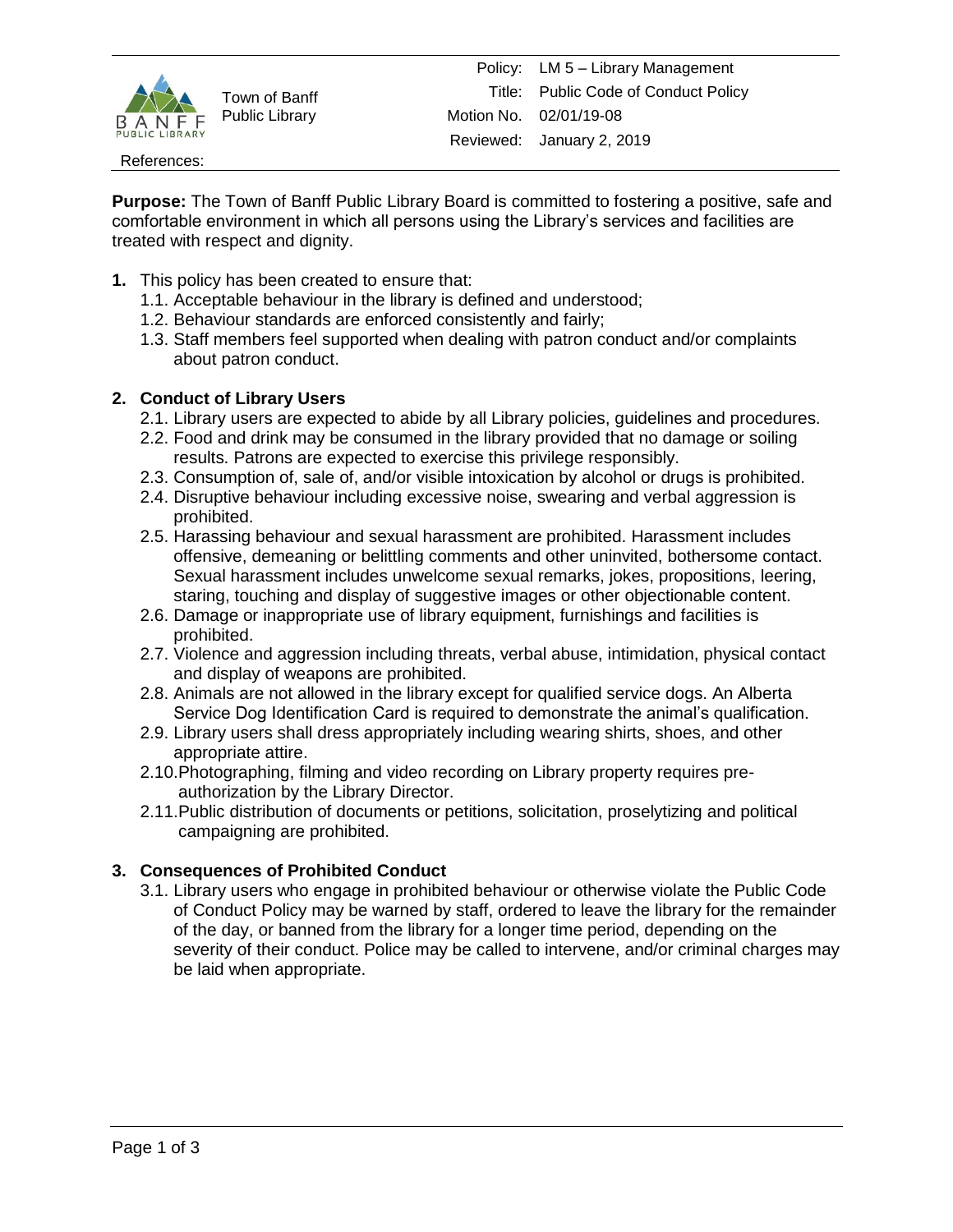Town of Banff Public Library

| | |
|---|---|
| Policy: | LM 5 – Library Management |
| Title: | Public Code of Conduct Policy |
| Motion No. | 02/01/19-08 |
| Reviewed: | January 2, 2019 |

References:

**Purpose:** The Town of Banff Public Library Board is committed to fostering a positive, safe and comfortable environment in which all persons using the Library's services and facilities are treated with respect and dignity.

**1.** This policy has been created to ensure that:
   - 1.1. Acceptable behaviour in the library is defined and understood;
   - 1.2. Behaviour standards are enforced consistently and fairly;
   - 1.3. Staff members feel supported when dealing with patron conduct and/or complaints about patron conduct.

## 2. Conduct of Library Users

- 2.1. Library users are expected to abide by all Library policies, guidelines and procedures.
- 2.2. Food and drink may be consumed in the library provided that no damage or soiling results. Patrons are expected to exercise this privilege responsibly.
- 2.3. Consumption of, sale of, and/or visible intoxication by alcohol or drugs is prohibited.
- 2.4. Disruptive behaviour including excessive noise, swearing and verbal aggression is prohibited.
- 2.5. Harassing behaviour and sexual harassment are prohibited. Harassment includes offensive, demeaning or belittling comments and other uninvited, bothersome contact. Sexual harassment includes unwelcome sexual remarks, jokes, propositions, leering, staring, touching and display of suggestive images or other objectionable content.
- 2.6. Damage or inappropriate use of library equipment, furnishings and facilities is prohibited.
- 2.7. Violence and aggression including threats, verbal abuse, intimidation, physical contact and display of weapons are prohibited.
- 2.8. Animals are not allowed in the library except for qualified service dogs. An Alberta Service Dog Identification Card is required to demonstrate the animal's qualification.
- 2.9. Library users shall dress appropriately including wearing shirts, shoes, and other appropriate attire.
- 2.10. Photographing, filming and video recording on Library property requires pre-authorization by the Library Director.
- 2.11. Public distribution of documents or petitions, solicitation, proselytizing and political campaigning are prohibited.

## 3. Consequences of Prohibited Conduct

- 3.1. Library users who engage in prohibited behaviour or otherwise violate the Public Code of Conduct Policy may be warned by staff, ordered to leave the library for the remainder of the day, or banned from the library for a longer time period, depending on the severity of their conduct. Police may be called to intervene, and/or criminal charges may be laid when appropriate.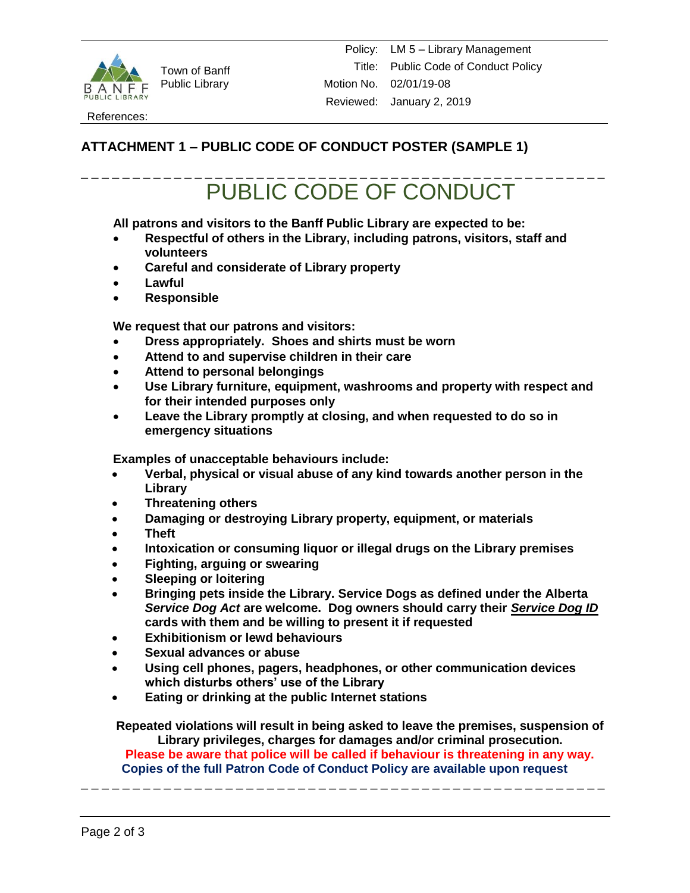## ATTACHMENT 1 – PUBLIC CODE OF CONDUCT POSTER (SAMPLE 1)

# PUBLIC CODE OF CONDUCT

**All patrons and visitors to the Banff Public Library are expected to be:**

- **Respectful of others in the Library, including patrons, visitors, staff and volunteers**
- **Careful and considerate of Library property**
- **Lawful**
- **Responsible**

**We request that our patrons and visitors:**

- **Dress appropriately. Shoes and shirts must be worn**
- **Attend to and supervise children in their care**
- **Attend to personal belongings**
- **Use Library furniture, equipment, washrooms and property with respect and for their intended purposes only**
- **Leave the Library promptly at closing, and when requested to do so in emergency situations**

**Examples of unacceptable behaviours include:**

- **Verbal, physical or visual abuse of any kind towards another person in the Library**
- **Threatening others**
- **Damaging or destroying Library property, equipment, or materials**
- **Theft**
- **Intoxication or consuming liquor or illegal drugs on the Library premises**
- **Fighting, arguing or swearing**
- **Sleeping or loitering**
- **Bringing pets inside the Library. Service Dogs as defined under the Alberta *Service Dog Act* are welcome. Dog owners should carry their *Service Dog ID* cards with them and be willing to present it if requested**
- **Exhibitionism or lewd behaviours**
- **Sexual advances or abuse**
- **Using cell phones, pagers, headphones, or other communication devices which disturbs others' use of the Library**
- **Eating or drinking at the public Internet stations**

**Repeated violations will result in being asked to leave the premises, suspension of Library privileges, charges for damages and/or criminal prosecution.**

**Please be aware that police will be called if behaviour is threatening in any way.**

**Copies of the full Patron Code of Conduct Policy are available upon request**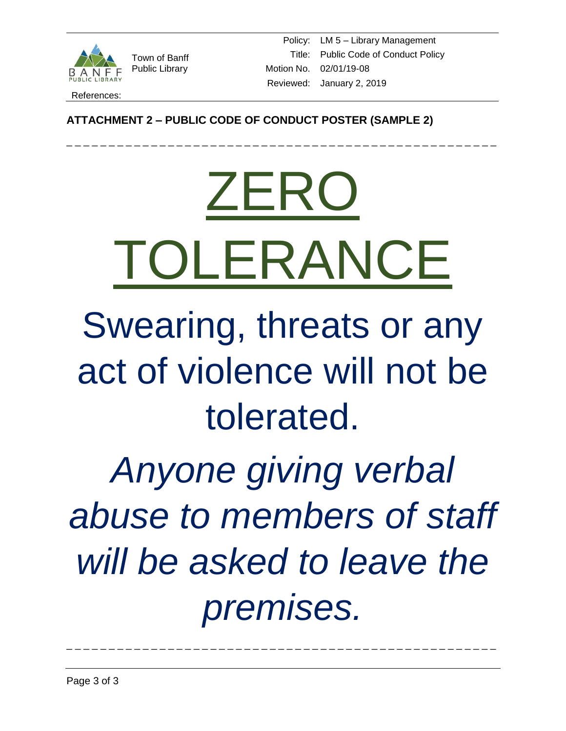**ATTACHMENT 2 – PUBLIC CODE OF CONDUCT POSTER (SAMPLE 2)**

# ZERO TOLERANCE

## Swearing, threats or any act of violence will not be tolerated.

## *Anyone giving verbal abuse to members of staff will be asked to leave the premises.*